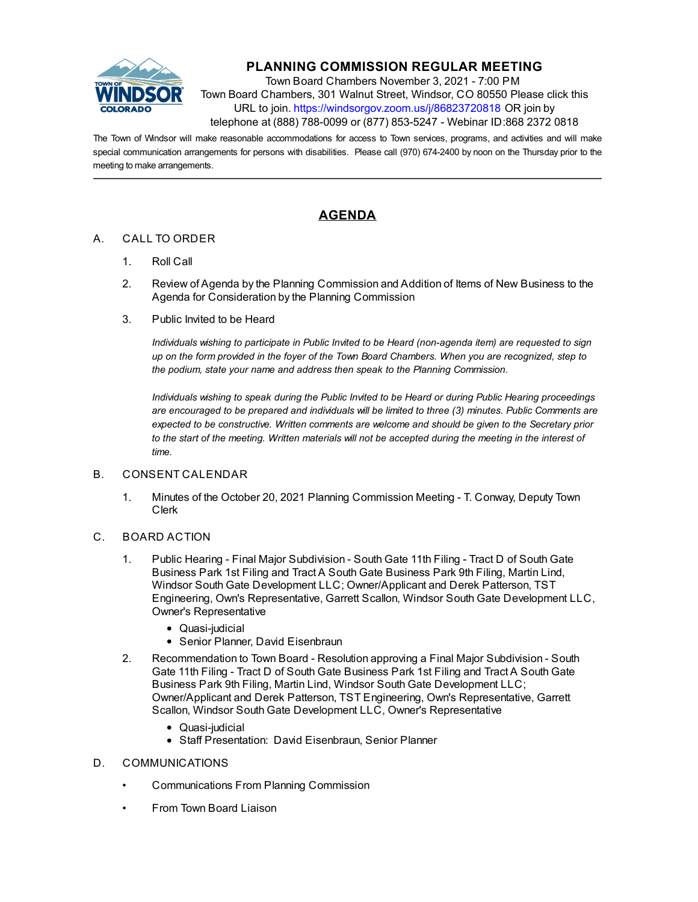# PLANNING COMMISSION REGULAR MEETING

Town Board Chambers November 3, 2021 - 7:00 PM
Town Board Chambers, 301 Walnut Street, Windsor, CO 80550 Please click this URL to join. https://windsorgov.zoom.us/j/86823720818 OR join by telephone at (888) 788-0099 or (877) 853-5247 - Webinar ID:868 2372 0818

The Town of Windsor will make reasonable accommodations for access to Town services, programs, and activities and will make special communication arrangements for persons with disabilities. Please call (970) 674-2400 by noon on the Thursday prior to the meeting to make arrangements.

---

## AGENDA

A. CALL TO ORDER

1. Roll Call
2. Review of Agenda by the Planning Commission and Addition of Items of New Business to the Agenda for Consideration by the Planning Commission
3. Public Invited to be Heard

   *Individuals wishing to participate in Public Invited to be Heard (non-agenda item) are requested to sign up on the form provided in the foyer of the Town Board Chambers. When you are recognized, step to the podium, state your name and address then speak to the Planning Commission.*

   *Individuals wishing to speak during the Public Invited to be Heard or during Public Hearing proceedings are encouraged to be prepared and individuals will be limited to three (3) minutes. Public Comments are expected to be constructive. Written comments are welcome and should be given to the Secretary prior to the start of the meeting. Written materials will not be accepted during the meeting in the interest of time.*

B. CONSENT CALENDAR

1. Minutes of the October 20, 2021 Planning Commission Meeting - T. Conway, Deputy Town Clerk

C. BOARD ACTION

1. Public Hearing - Final Major Subdivision - South Gate 11th Filing - Tract D of South Gate Business Park 1st Filing and Tract A South Gate Business Park 9th Filing, Martin Lind, Windsor South Gate Development LLC; Owner/Applicant and Derek Patterson, TST Engineering, Own's Representative, Garrett Scallon, Windsor South Gate Development LLC, Owner's Representative
   - Quasi-judicial
   - Senior Planner, David Eisenbraun
2. Recommendation to Town Board - Resolution approving a Final Major Subdivision - South Gate 11th Filing - Tract D of South Gate Business Park 1st Filing and Tract A South Gate Business Park 9th Filing, Martin Lind, Windsor South Gate Development LLC; Owner/Applicant and Derek Patterson, TST Engineering, Own's Representative, Garrett Scallon, Windsor South Gate Development LLC, Owner's Representative
   - Quasi-judicial
   - Staff Presentation: David Eisenbraun, Senior Planner

D. COMMUNICATIONS

- Communications From Planning Commission
- From Town Board Liaison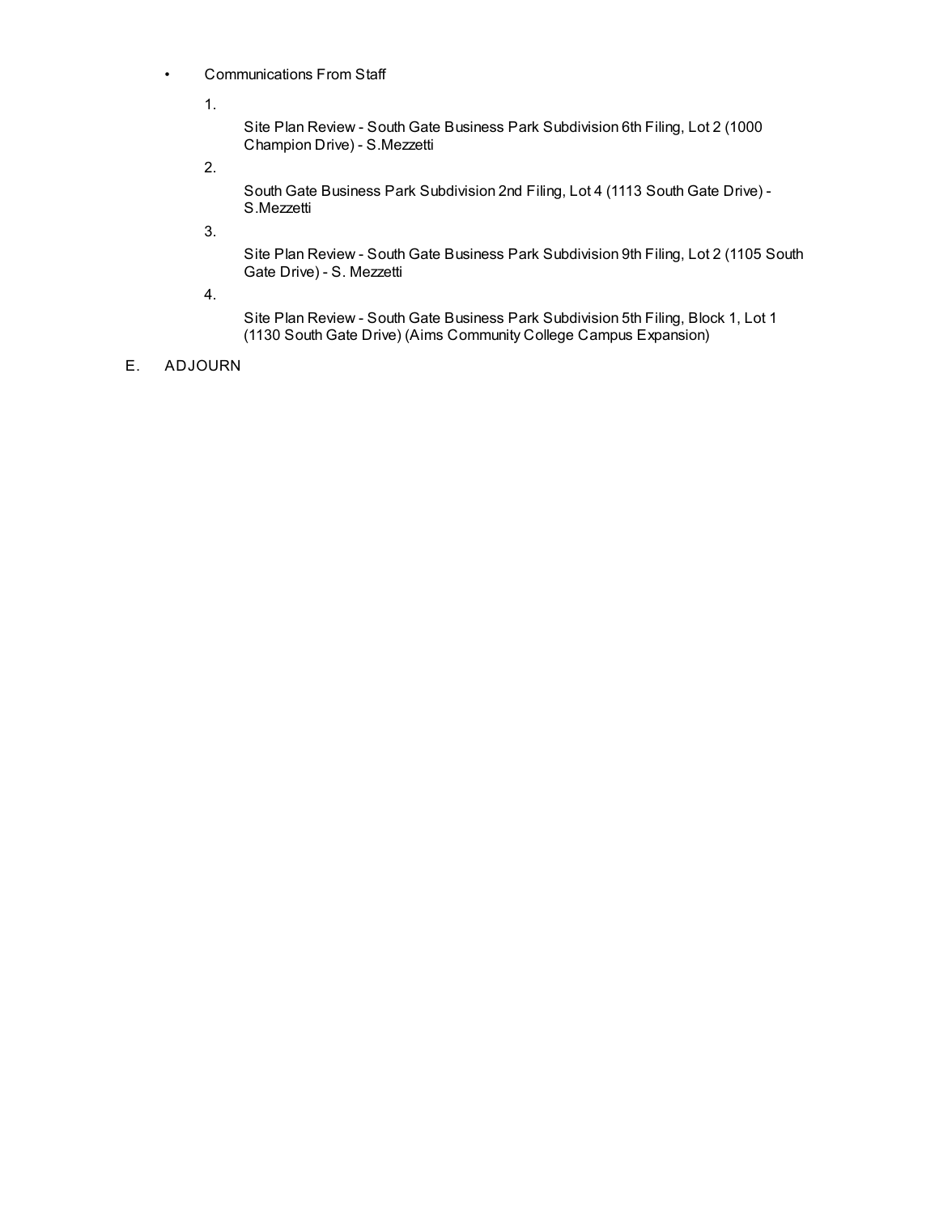- Communications From Staff

  1. Site Plan Review - South Gate Business Park Subdivision 6th Filing, Lot 2 (1000 Champion Drive) - S.Mezzetti

  2. South Gate Business Park Subdivision 2nd Filing, Lot 4 (1113 South Gate Drive) - S.Mezzetti

  3. Site Plan Review - South Gate Business Park Subdivision 9th Filing, Lot 2 (1105 South Gate Drive) - S. Mezzetti

  4. Site Plan Review - South Gate Business Park Subdivision 5th Filing, Block 1, Lot 1 (1130 South Gate Drive) (Aims Community College Campus Expansion)

E. ADJOURN